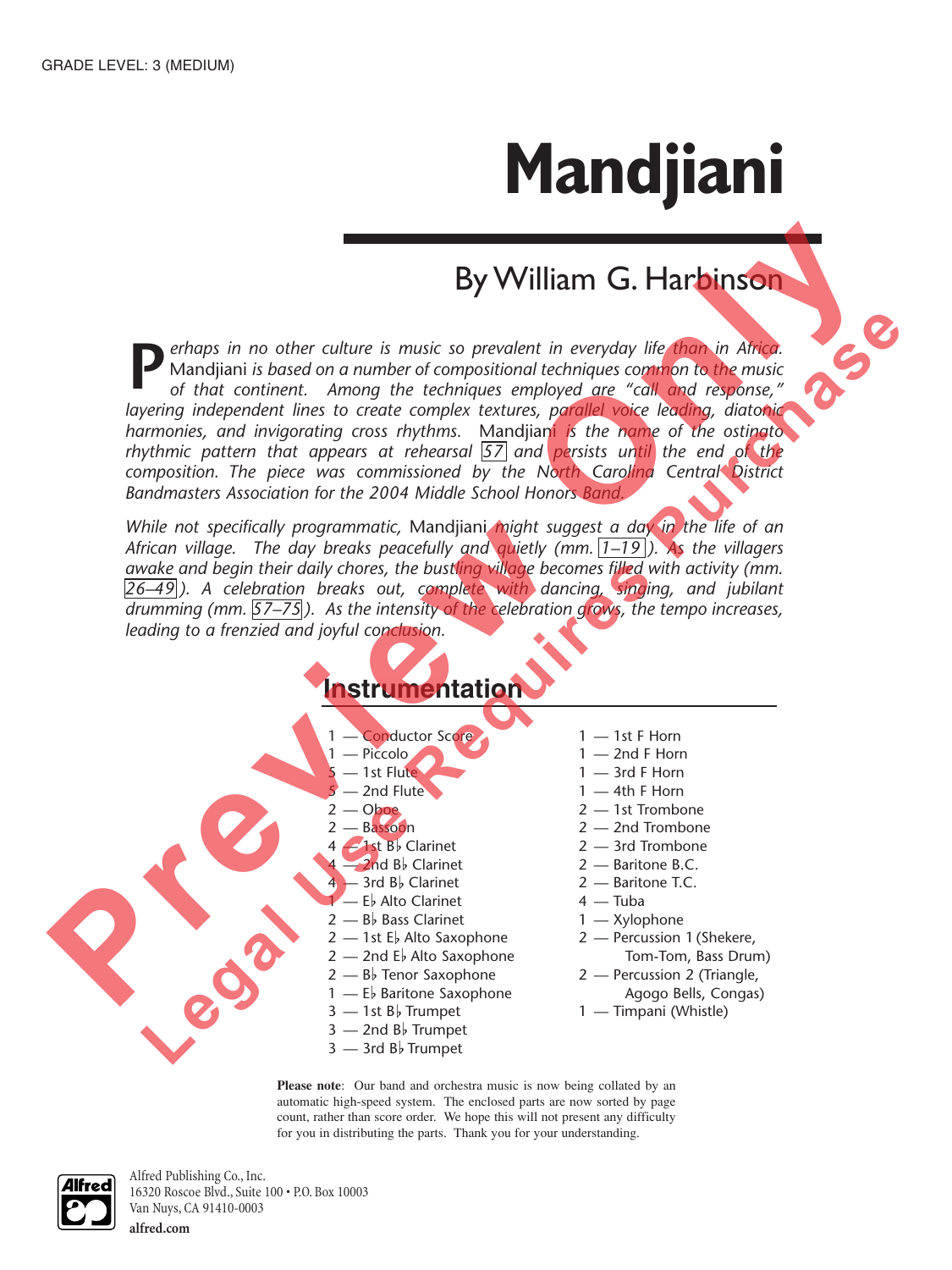GRADE LEVEL: 3 (MEDIUM)

# Mandjiani

## By William G. Harbinson

*Perhaps in no other culture is music so prevalent in everyday life than in Africa.* Mandjiani *is based on a number of compositional techniques common to the music of that continent. Among the techniques employed are "call and response," layering independent lines to create complex textures, parallel voice leading, diatonic harmonies, and invigorating cross rhythms.* Mandjiani *is the name of the ostinato rhythmic pattern that appears at rehearsal* 57 *and persists until the end of the composition. The piece was commissioned by the North Carolina Central District Bandmasters Association for the 2004 Middle School Honors Band.*

*While not specifically programmatic,* Mandjiani *might suggest a day in the life of an African village. The day breaks peacefully and quietly (mm.* 1–19*). As the villagers awake and begin their daily chores, the bustling village becomes filled with activity (mm.* 26–49*). A celebration breaks out, complete with dancing, singing, and jubilant drumming (mm.* 57–75*). As the intensity of the celebration grows, the tempo increases, leading to a frenzied and joyful conclusion.*

## Instrumentation

- 1 — Conductor Score
- 1 — Piccolo
- 5 — 1st Flute
- 5 — 2nd Flute
- 2 — Oboe
- 2 — Bassoon
- 4 — 1st B♭ Clarinet
- 4 — 2nd B♭ Clarinet
- 4 — 3rd B♭ Clarinet
- 1 — E♭ Alto Clarinet
- 2 — B♭ Bass Clarinet
- 2 — 1st E♭ Alto Saxophone
- 2 — 2nd E♭ Alto Saxophone
- 2 — B♭ Tenor Saxophone
- 1 — E♭ Baritone Saxophone
- 3 — 1st B♭ Trumpet
- 3 — 2nd B♭ Trumpet
- 3 — 3rd B♭ Trumpet
- 1 — 1st F Horn
- 1 — 2nd F Horn
- 1 — 3rd F Horn
- 1 — 4th F Horn
- 2 — 1st Trombone
- 2 — 2nd Trombone
- 2 — 3rd Trombone
- 2 — Baritone B.C.
- 2 — Baritone T.C.
- 4 — Tuba
- 1 — Xylophone
- 2 — Percussion 1 (Shekere, Tom-Tom, Bass Drum)
- 2 — Percussion 2 (Triangle, Agogo Bells, Congas)
- 1 — Timpani (Whistle)

**Please note**: Our band and orchestra music is now being collated by an automatic high-speed system. The enclosed parts are now sorted by page count, rather than score order. We hope this will not present any difficulty for you in distributing the parts. Thank you for your understanding.

Alfred Publishing Co., Inc.
16320 Roscoe Blvd., Suite 100 • P.O. Box 10003
Van Nuys, CA 91410-0003
**alfred.com**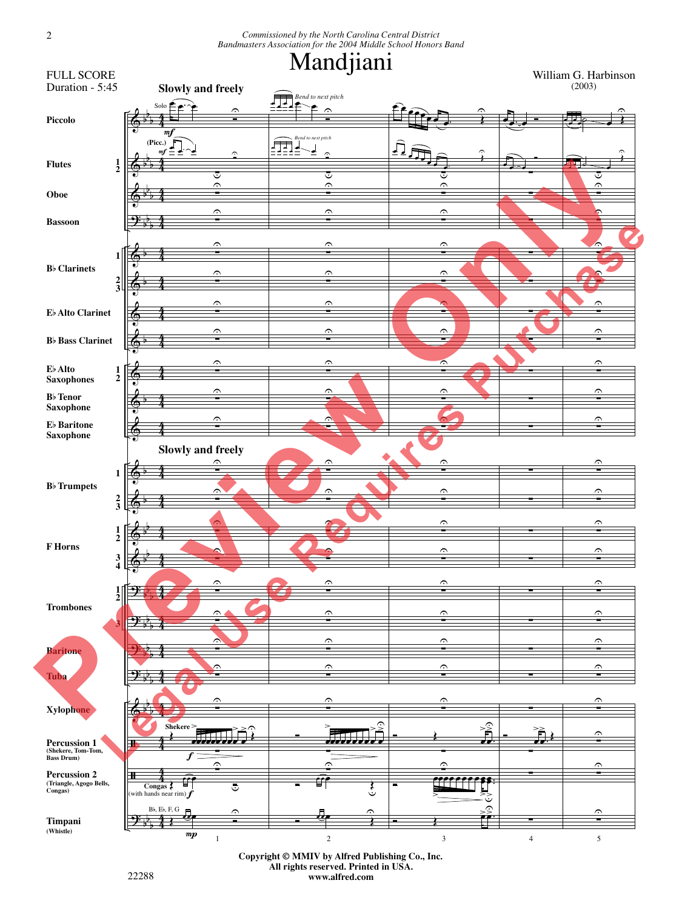*Commissioned by the North Carolina Central District Bandmasters Association for the 2004 Middle School Honors Band*

# Mandjiani

FULL SCORE
Duration - 5:45

William G. Harbinson
(2003)

**Slowly and freely**

Piccolo
Flutes 1 2
Oboe
Bassoon
B♭ Clarinets 1 2 3
E♭ Alto Clarinet
B♭ Bass Clarinet
E♭ Alto Saxophones 1 2
B♭ Tenor Saxophone
E♭ Baritone Saxophone
B♭ Trumpets 1 2 3
F Horns 1 2 3 4
Trombones 1 2 3
Baritone
Tuba
Xylophone
Percussion 1 (Shekere, Tom-Tom, Bass Drum)
Percussion 2 (Triangle, Agogo Bells, Congas)
Timpani (Whistle)

Solo — *mf* — (Picc.) *mf* — *Bend to next pitch* — Shekere *f* — Congas (with hands near rim) *f* — B♭, E♭, F, G *mp*

Copyright © MMIV by Alfred Publishing Co., Inc.
All rights reserved. Printed in USA.
www.alfred.com

22288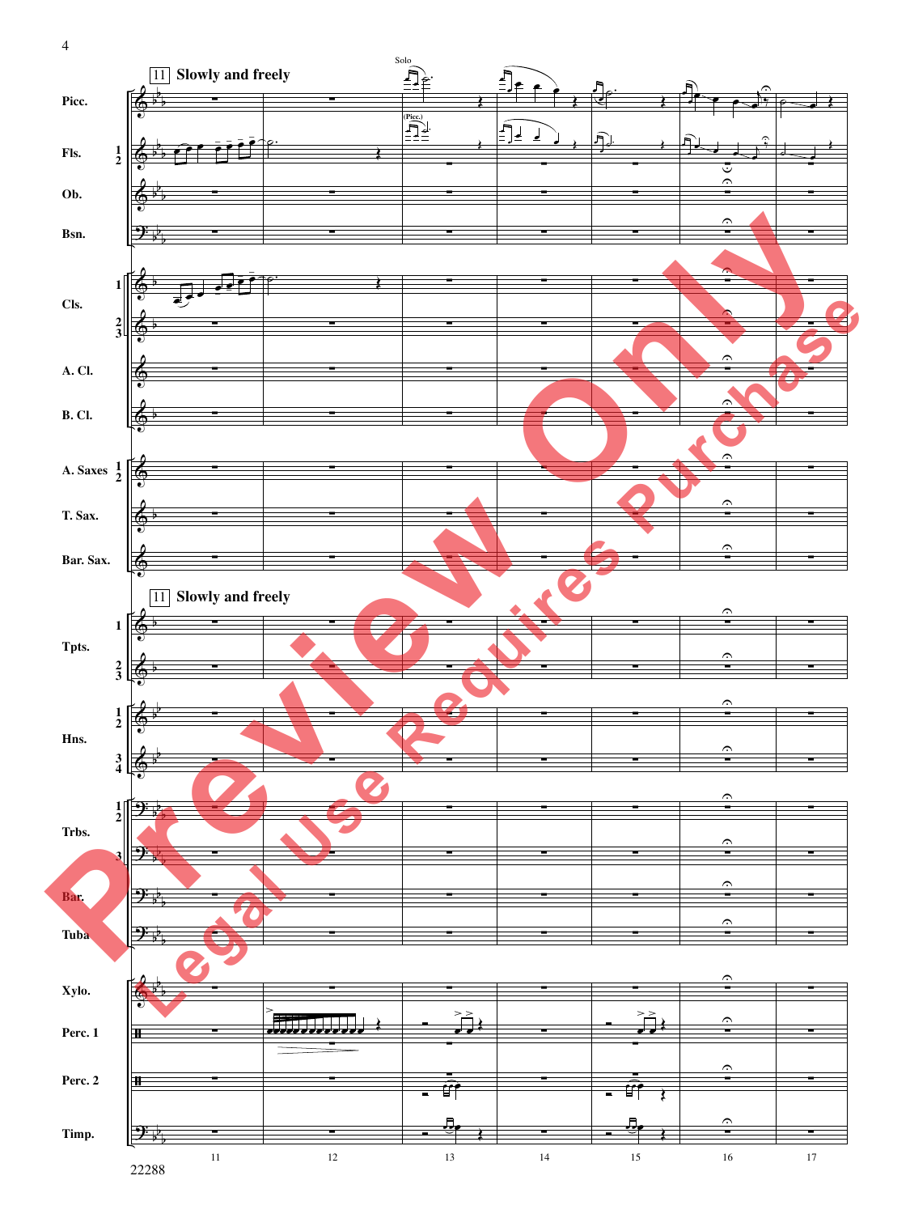11 **Slowly and freely**

Solo

(Picc.)

Picc.

Fls. 1 2

Ob.

Bsn.

Cls. 1 2 3

A. Cl.

B. Cl.

A. Saxes 1 2

T. Sax.

Bar. Sax.

11 **Slowly and freely**

Tpts. 1 2 3

Hns. 1 2 3 4

Trbs. 1 2 3

Bar.

Tuba

Xylo.

Perc. 1

Perc. 2

Timp.

11 12 13 14 15 16 17

22288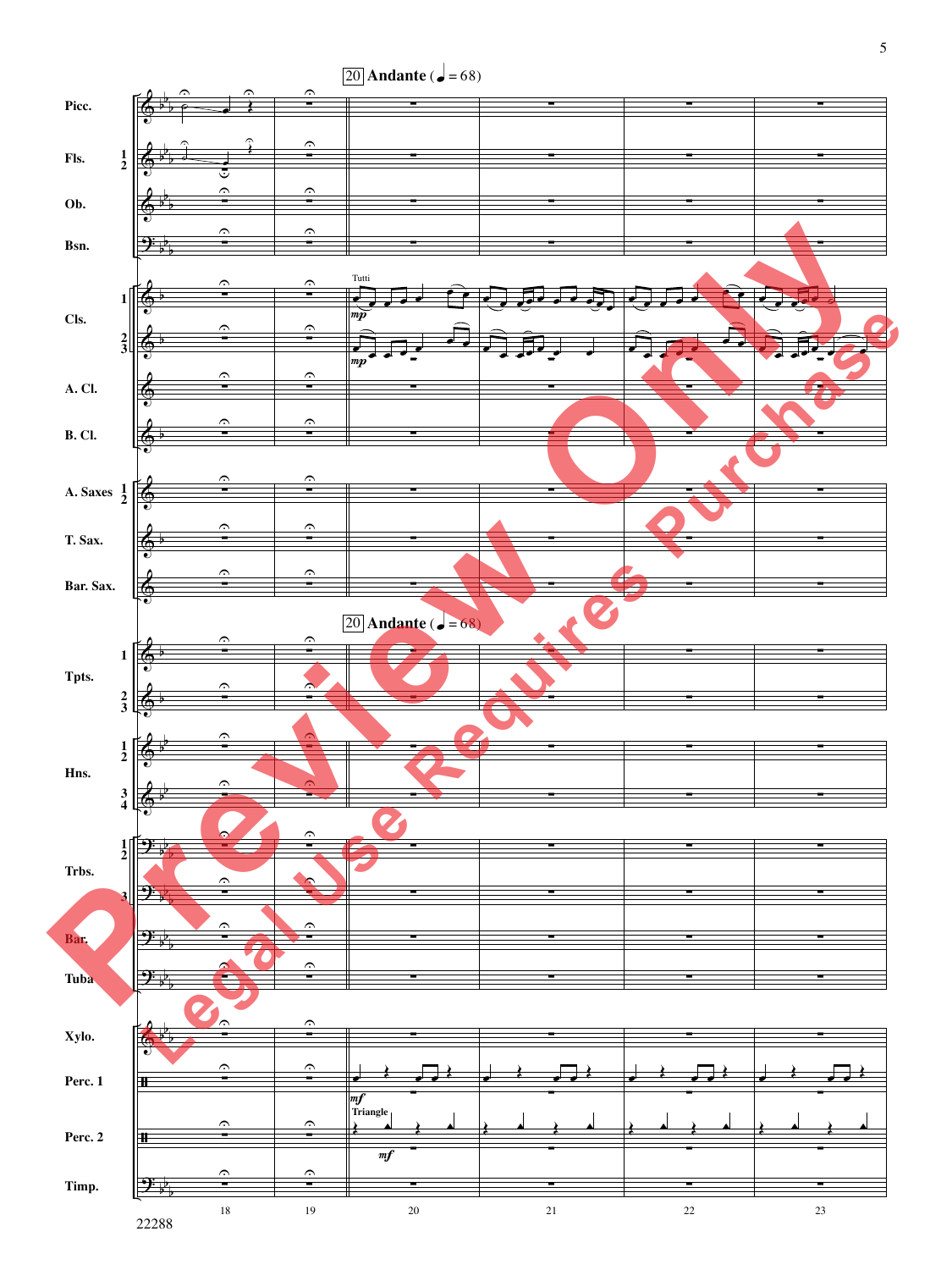20 **Andante** (♩ = 68)

Picc.
Fls. 1 2
Ob.
Bsn.

Cls. 1, 2 3

Tutti

*mp*

A. Cl.
B. Cl.
A. Saxes 1 2
T. Sax.
Bar. Sax.

20 **Andante** (♩ = 68)

Tpts. 1, 2 3
Hns. 1 2, 3 4
Trbs. 1 2, 3
Bar.
Tuba
Xylo.
Perc. 1

*mf*

Perc. 2

Triangle

*mf*

Timp.

18 19 20 21 22 23

22288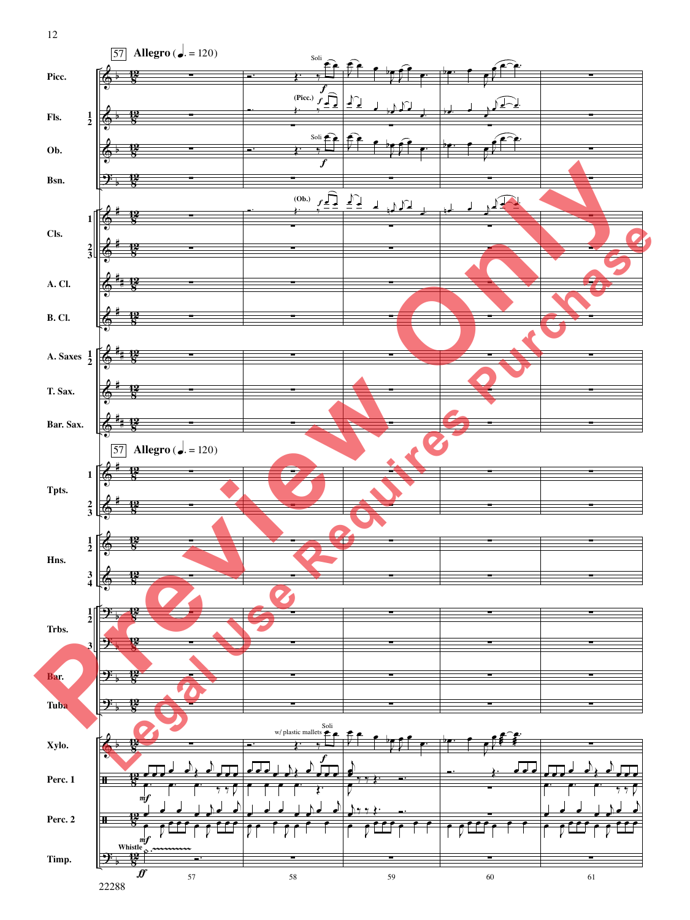57 **Allegro** (♩. = 120)

Picc.

Fls. 1 2

Ob.

Bsn.

Cls. 1 2 3

A. Cl.

B. Cl.

A. Saxes 1 2

T. Sax.

Bar. Sax.

57 **Allegro** (♩. = 120)

Tpts. 1 2 3

Hns. 1 2 3 4

Trbs. 1 2 3

Bar.

Tuba

Xylo.

Perc. 1

Perc. 2

Timp.

Soli

*f*

(Picc.)

(Ob.)

w/ plastic mallets

*mf*

Whistle

*ff*

57 58 59 60 61

22288

Preview Only

Legal Use Requires Purchase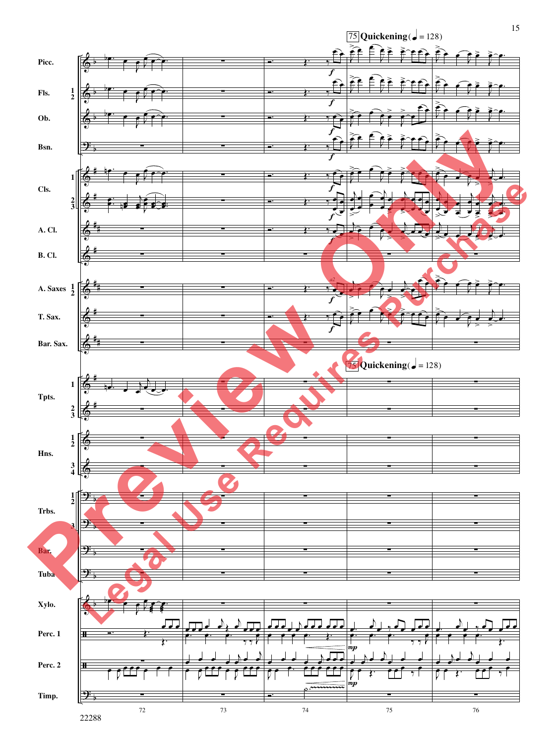75 Quickening (♩ = 128)

Picc.

Fls. 1 2

Ob.

Bsn.

Cls. 1 2 3

A. Cl.

B. Cl.

A. Saxes 1 2

T. Sax.

Bar. Sax.

75 Quickening (♩ = 128)

Tpts. 1 2 3

Hns. 1 2 3 4

Trbs. 1 2 3

Bar.

Tuba

Xylo.

Perc. 1

Perc. 2

Timp.

72 73 74 75 76

22288

Preview Only

Legal Use Requires Purchase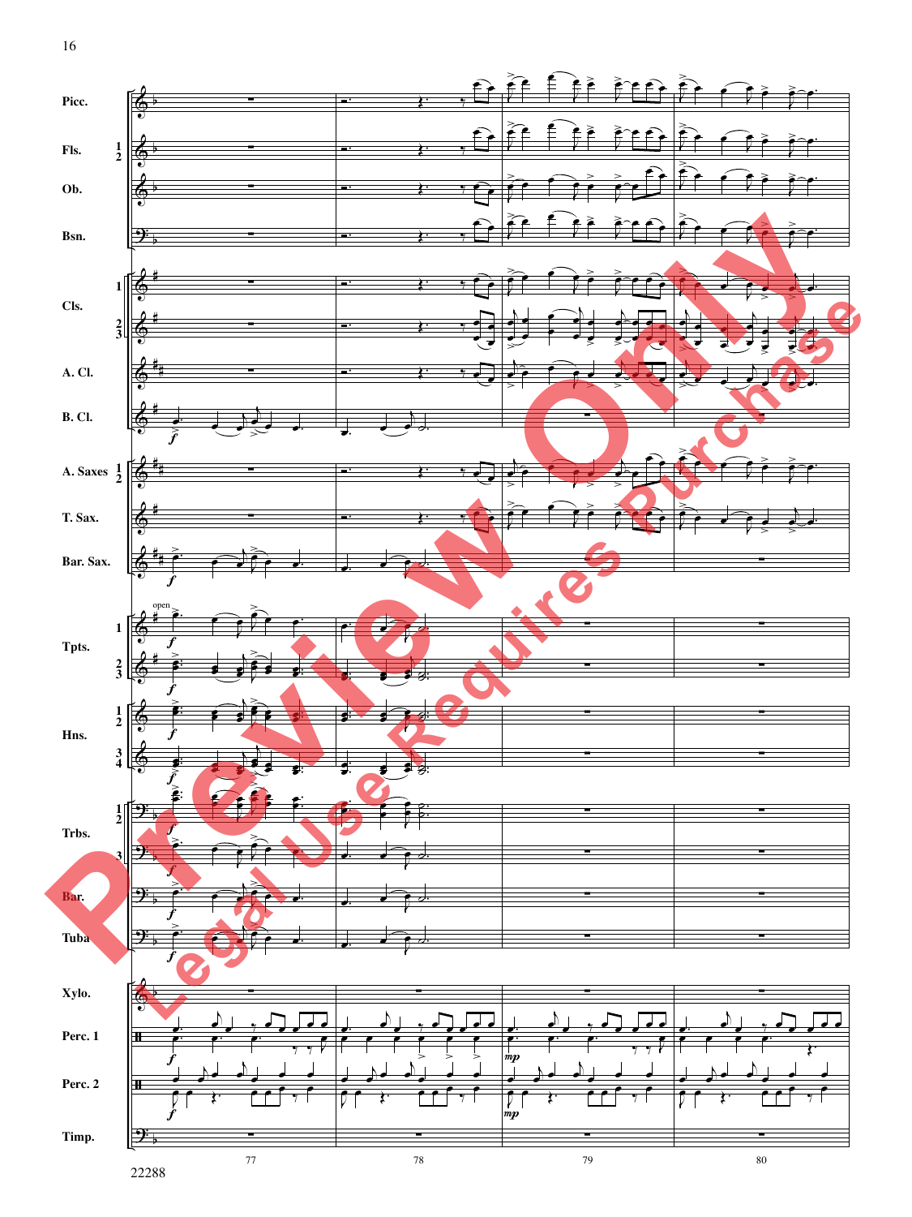Picc.

Fls. 1 2

Ob.

Bsn.

Cls. 1

2 3

A. Cl.

B. Cl.

A. Saxes 1 2

T. Sax.

Bar. Sax.

Tpts. 1

2 3

Hns. 1 2

3 4

Trbs. 1 2

3

Bar.

Tuba

Xylo.

Perc. 1

Perc. 2

Timp.

open

*f*

*mp*

77 78 79 80

22288

Preview Only

Legal Use Requires Purchase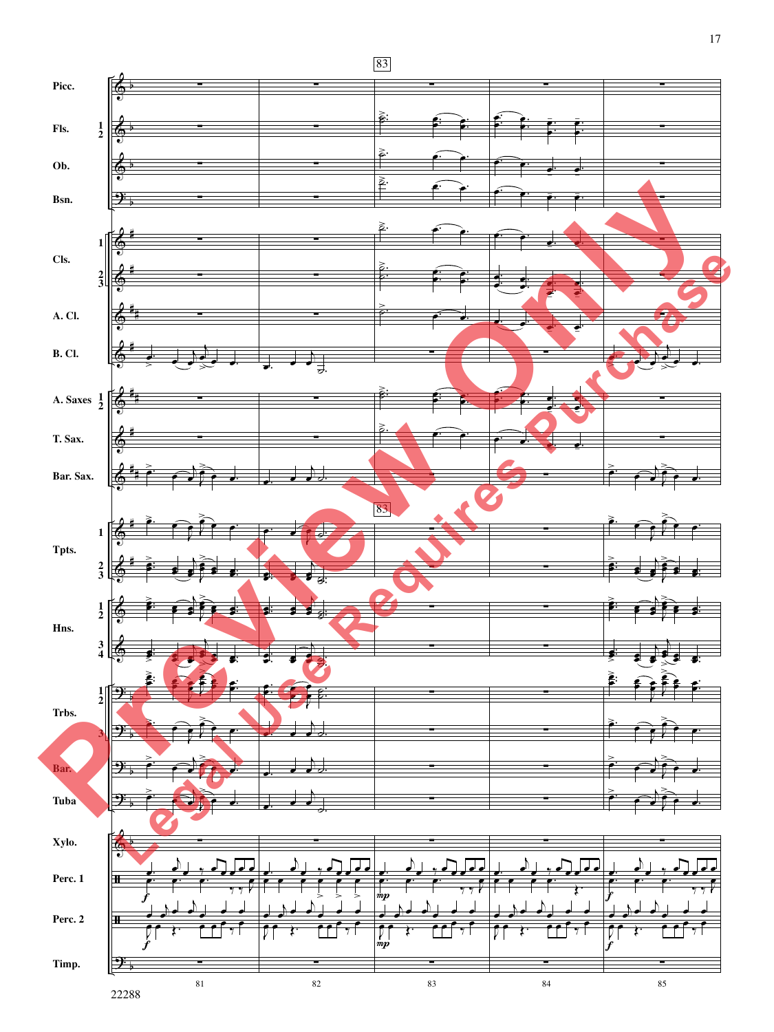83

Picc.

Fls. 1 2

Ob.

Bsn.

Cls. 1

Cls. 2 3

A. Cl.

B. Cl.

A. Saxes 1 2

T. Sax.

Bar. Sax.

Tpts. 1

Tpts. 2 3

Hns. 1 2

Hns. 3 4

Trbs. 1 2

Trbs. 3

Bar.

Tuba

Xylo.

Perc. 1

Perc. 2

Timp.

81 82 83 84 85

22288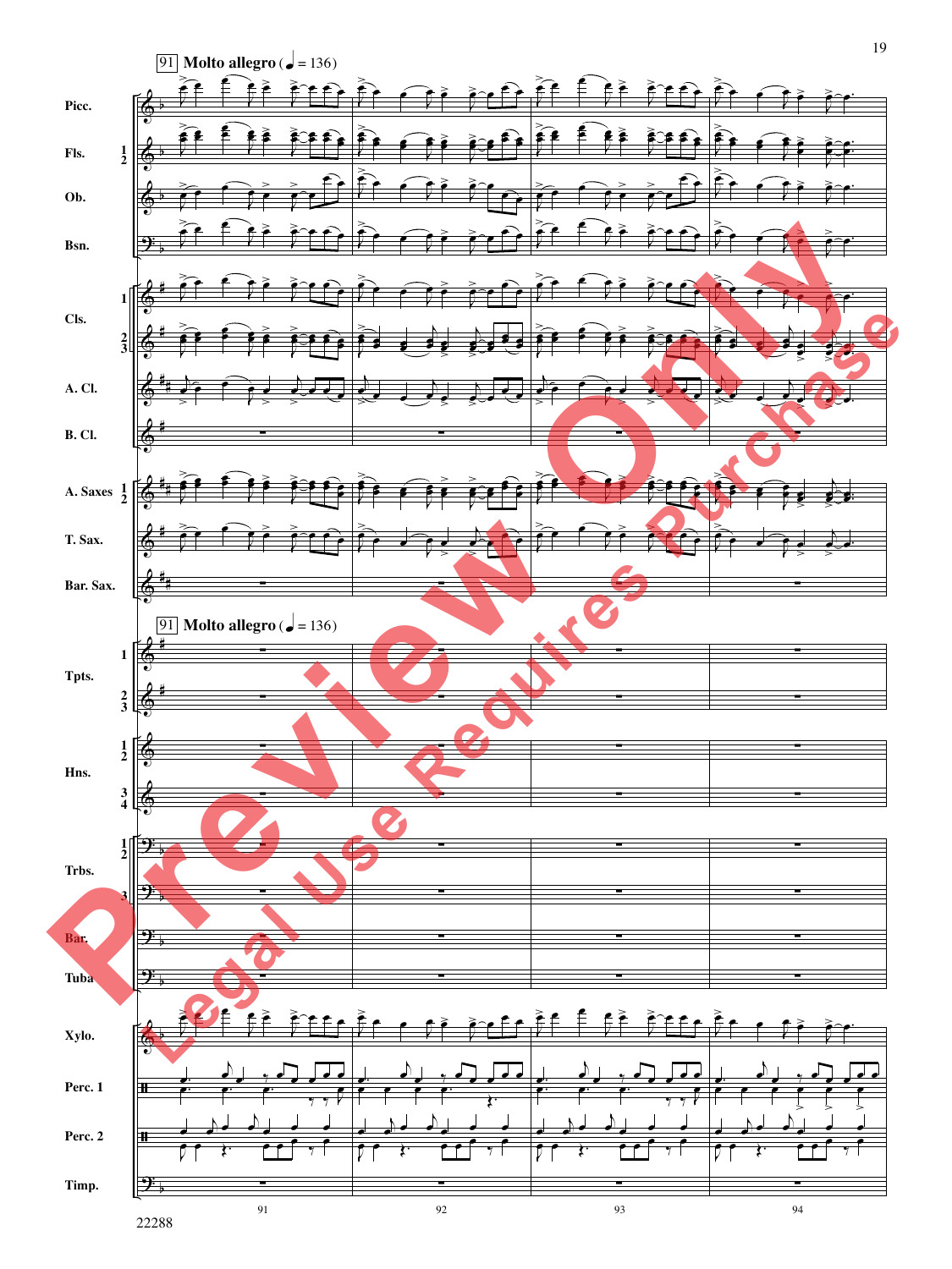91 **Molto allegro** (♩ = 136)

Picc.

Fls. 1 2

Ob.

Bsn.

Cls. 1 2 3

A. Cl.

B. Cl.

A. Saxes 1 2

T. Sax.

Bar. Sax.

91 **Molto allegro** (♩ = 136)

Tpts. 1 2 3

Hns. 1 2 3 4

Trbs. 1 2 3

Bar.

Tuba

Xylo.

Perc. 1

Perc. 2

Timp.

91 92 93 94

22288

Preview Only

Legal Use Requires Purchase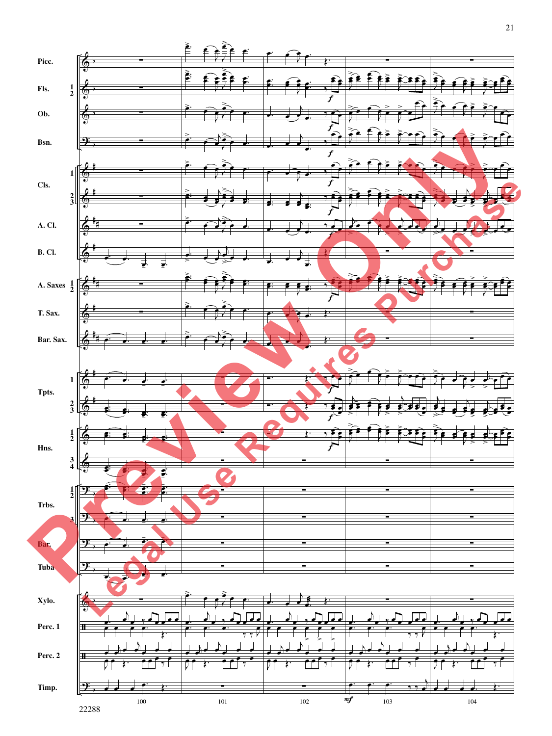Picc.

Fls. 1 2

Ob.

Bsn.

Cls. 1 2 3

A. Cl.

B. Cl.

A. Saxes 1 2

T. Sax.

Bar. Sax.

Tpts. 1 2 3

Hns. 1 2 3 4

Trbs. 1 2 3

Bar.

Tuba

Xylo.

Perc. 1

Perc. 2

Timp.

100 101 102 103 104

22288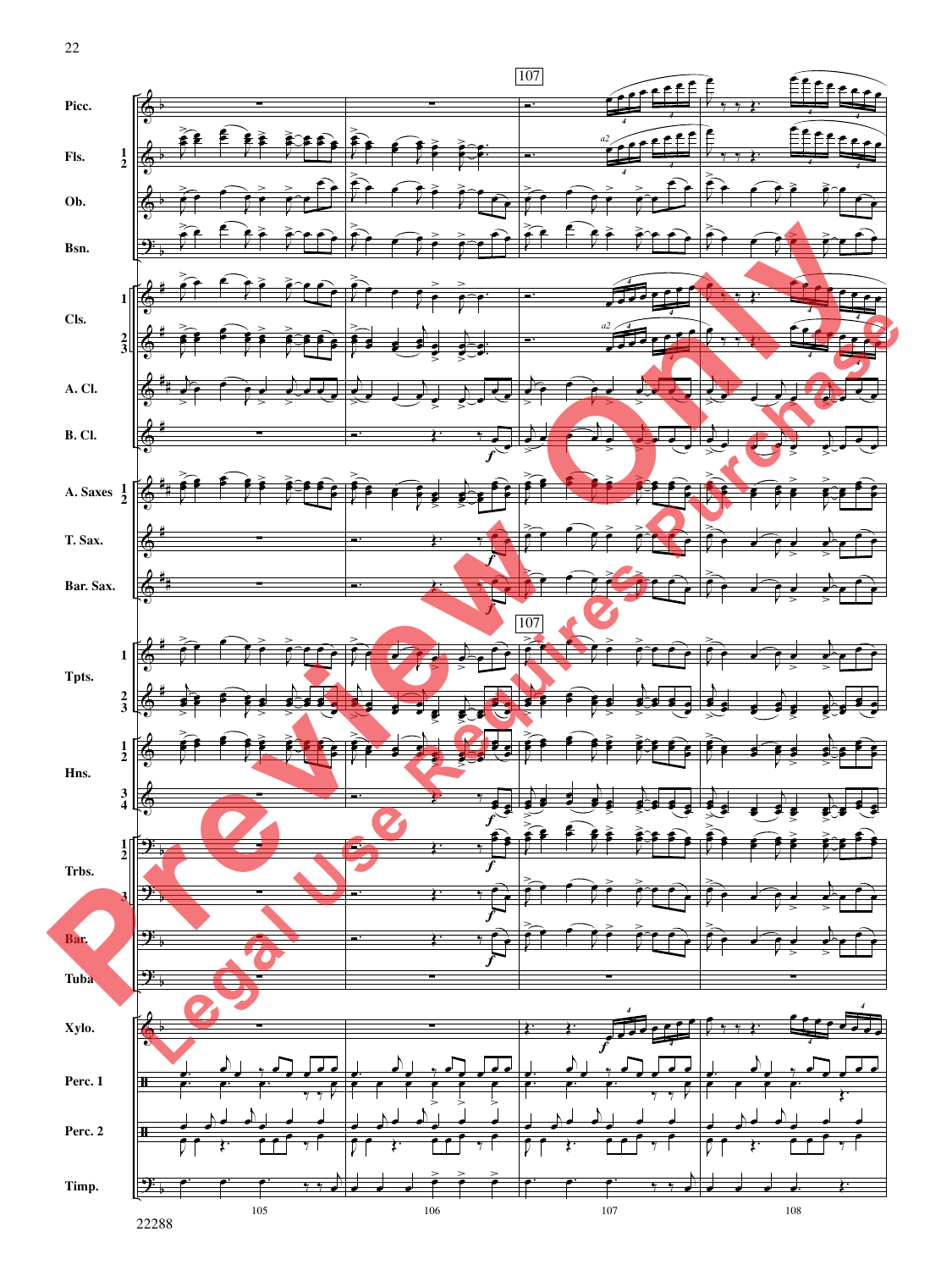107

Picc.

Fls. 1 2

Ob.

Bsn.

Cls. 1

Cls. 2 3

A. Cl.

B. Cl.

A. Saxes 1 2

T. Sax.

Bar. Sax.

Tpts. 1

Tpts. 2 3

Hns. 1 2

Hns. 3 4

Trbs. 1 2

Trbs. 3

Bar.

Tuba

Xylo.

Perc. 1

Perc. 2

Timp.

105 106 107 108

22288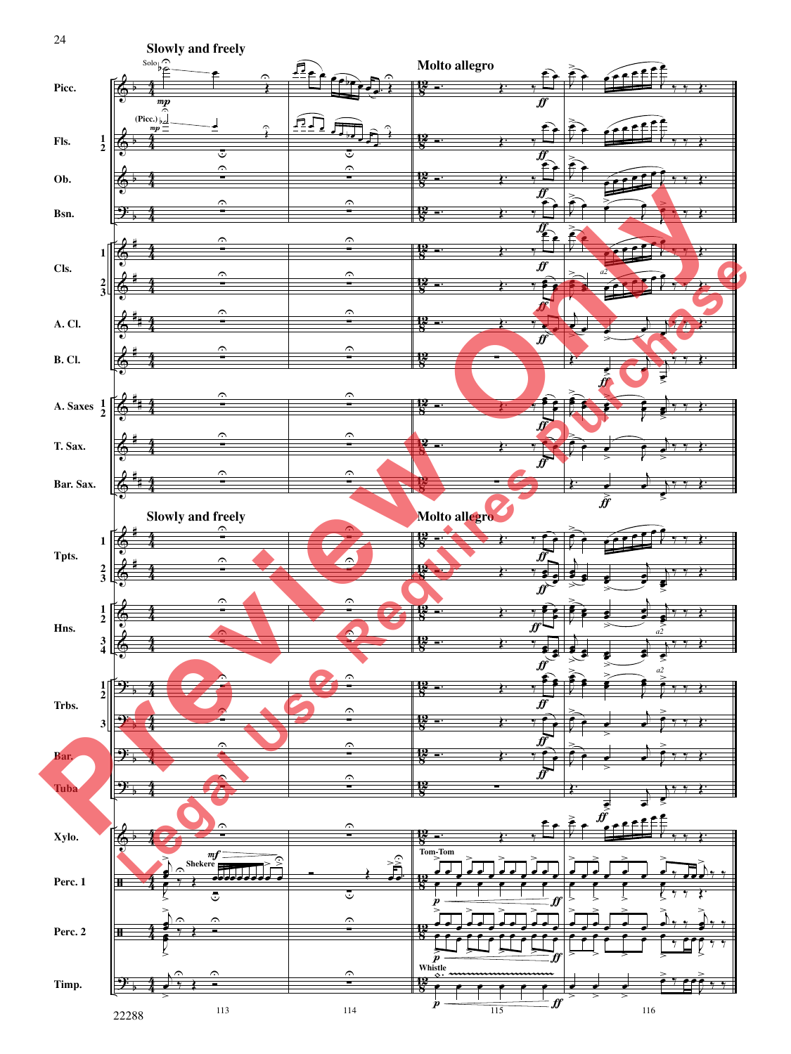Slowly and freely

Molto allegro

Picc.

Fls. 1 2

Ob.

Bsn.

Cls. 1 2 3

A. Cl.

B. Cl.

A. Saxes 1 2

T. Sax.

Bar. Sax.

Slowly and freely

Molto allegro

Tpts. 1 2 3

Hns. 1 2 3 4

Trbs. 1 2 3

Bar.

Tuba

Xylo.

Perc. 1

Perc. 2

Timp.

Solo

(Picc.)

mp

ff

a2

Shekere

mf

Tom-Tom

p

Whistle

22288

113

114

115

116

Preview Only

Legal Use Requires Purchase